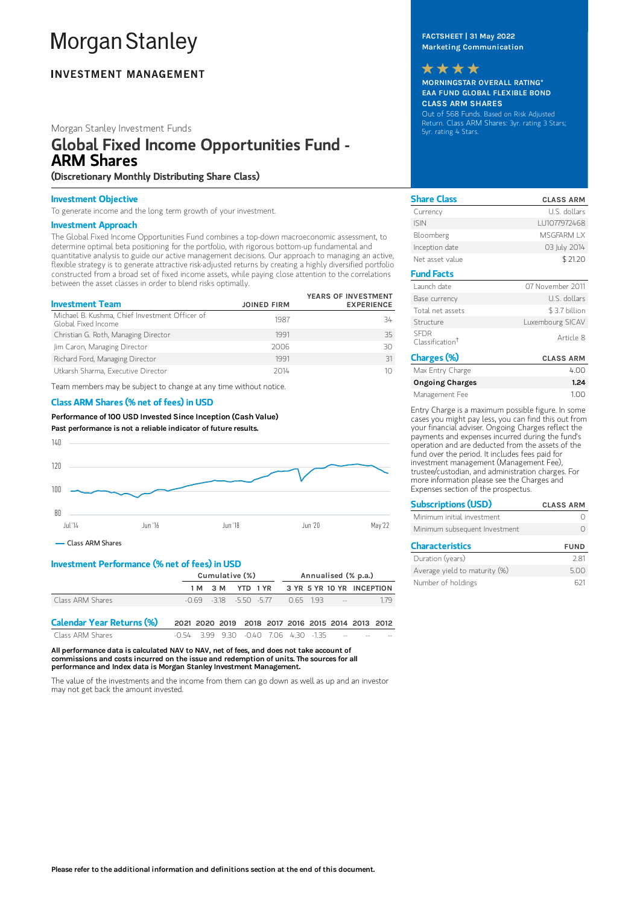# Morgan Stanley

**INVESTMENT MANAGEMENT**

Morgan Stanley Investment Funds

## Global Fixed Income Opportunities Fund - ARM Shares

**(Discretionary Monthly Distributing Share Class)**

**FACTSHEET | 31 May 2022**
**Marketing Communication**

★★★★

**MORNINGSTAR OVERALL RATING\***
**EAA FUND GLOBAL FLEXIBLE BOND**
**CLASS ARM SHARES**

Out of 568 Funds. Based on Risk Adjusted Return. Class ARM Shares: 3yr. rating 3 Stars; 5yr. rating 4 Stars.

### Investment Objective

To generate income and the long term growth of your investment.

### Investment Approach

The Global Fixed Income Opportunities Fund combines a top-down macroeconomic assessment, to determine optimal beta positioning for the portfolio, with rigorous bottom-up fundamental and quantitative analysis to guide our active management decisions. Our approach to managing an active, flexible strategy is to generate attractive risk-adjusted returns by creating a highly diversified portfolio constructed from a broad set of fixed income assets, while paying close attention to the correlations between the asset classes in order to blend risks optimally.

| Investment Team | JOINED FIRM | YEARS OF INVESTMENT EXPERIENCE |
|---|---|---|
| Michael B. Kushma, Chief Investment Officer of Global Fixed Income | 1987 | 34 |
| Christian G. Roth, Managing Director | 1991 | 35 |
| Jim Caron, Managing Director | 2006 | 30 |
| Richard Ford, Managing Director | 1991 | 31 |
| Utkarsh Sharma, Executive Director | 2014 | 10 |

Team members may be subject to change at any time without notice.

### Class ARM Shares (% net of fees) in USD

**Performance of 100 USD Invested Since Inception (Cash Value)**

**Past performance is not a reliable indicator of future results.**

— Class ARM Shares

### Investment Performance (% net of fees) in USD

| | Cumulative (%) | | | | Annualised (% p.a.) | | | |
|---|---|---|---|---|---|---|---|---|
| | 1 M | 3 M | YTD | 1 YR | 3 YR | 5 YR | 10 YR | INCEPTION |
| Class ARM Shares | -0.69 | -3.18 | -5.50 | -5.77 | 0.65 | 1.93 | -- | 1.79 |

| Calendar Year Returns (%) | 2021 | 2020 | 2019 | 2018 | 2017 | 2016 | 2015 | 2014 | 2013 | 2012 |
|---|---|---|---|---|---|---|---|---|---|---|
| Class ARM Shares | -0.54 | 3.99 | 9.30 | -0.40 | 7.06 | 4.30 | -1.35 | -- | -- | -- |

**All performance data is calculated NAV to NAV, net of fees, and does not take account of commissions and costs incurred on the issue and redemption of units. The sources for all performance and Index data is Morgan Stanley Investment Management.**

The value of the investments and the income from them can go down as well as up and an investor may not get back the amount invested.

### Share Class

| Share Class | CLASS ARM |
|---|---|
| Currency | U.S. dollars |
| ISIN | LU1077972468 |
| Bloomberg | MSGFARM LX |
| Inception date | 03 July 2014 |
| Net asset value | $ 21.20 |

### Fund Facts

| | |
|---|---|
| Launch date | 07 November 2011 |
| Base currency | U.S. dollars |
| Total net assets | $ 3.7 billion |
| Structure | Luxembourg SICAV |
| SFDR Classification† | Article 8 |

### Charges (%)

| Charges (%) | CLASS ARM |
|---|---|
| Max Entry Charge | 4.00 |
| **Ongoing Charges** | **1.24** |
| Management Fee | 1.00 |

Entry Charge is a maximum possible figure. In some cases you might pay less, you can find this out from your financial adviser. Ongoing Charges reflect the payments and expenses incurred during the fund's operation and are deducted from the assets of the fund over the period. It includes fees paid for investment management (Management Fee), trustee/custodian, and administration charges. For more information please see the Charges and Expenses section of the prospectus.

### Subscriptions (USD)

| Subscriptions (USD) | CLASS ARM |
|---|---|
| Minimum initial investment | 0 |
| Minimum subsequent Investment | 0 |

### Characteristics

| Characteristics | FUND |
|---|---|
| Duration (years) | 2.81 |
| Average yield to maturity (%) | 5.00 |
| Number of holdings | 621 |

**Please refer to the additional information and definitions section at the end of this document.**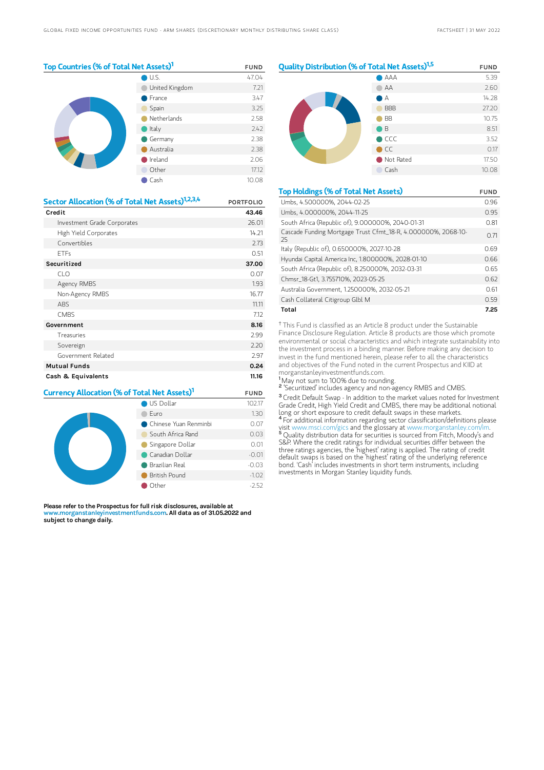## Top Countries (% of Total Net Assets)[1]

| | FUND |
|---|---|
| U.S. | 47.04 |
| United Kingdom | 7.21 |
| France | 3.47 |
| Spain | 3.25 |
| Netherlands | 2.58 |
| Italy | 2.42 |
| Germany | 2.38 |
| Australia | 2.38 |
| Ireland | 2.06 |
| Other | 17.12 |
| Cash | 10.08 |

## Sector Allocation (% of Total Net Assets)[1,2,3,4]

| | PORTFOLIO |
|---|---|
| **Credit** | **43.46** |
| Investment Grade Corporates | 26.01 |
| High Yield Corporates | 14.21 |
| Convertibles | 2.73 |
| ETFs | 0.51 |
| **Securitized** | **37.00** |
| CLO | 0.07 |
| Agency RMBS | 1.93 |
| Non-Agency RMBS | 16.77 |
| ABS | 11.11 |
| CMBS | 7.12 |
| **Government** | **8.16** |
| Treasuries | 2.99 |
| Sovereign | 2.20 |
| Government Related | 2.97 |
| **Mutual Funds** | **0.24** |
| **Cash & Equivalents** | **11.16** |

## Currency Allocation (% of Total Net Assets)[1]

| | FUND |
|---|---|
| US Dollar | 102.17 |
| Euro | 1.30 |
| Chinese Yuan Renminbi | 0.07 |
| South Africa Rand | 0.03 |
| Singapore Dollar | 0.01 |
| Canadian Dollar | -0.01 |
| Brazilian Real | -0.03 |
| British Pound | -1.02 |
| Other | -2.52 |

**Please refer to the Prospectus for full risk disclosures, available at www.morganstanleyinvestmentfunds.com. All data as of 31.05.2022 and subject to change daily.**

## Quality Distribution (% of Total Net Assets)[1,5]

| | FUND |
|---|---|
| AAA | 5.39 |
| AA | 2.60 |
| A | 14.28 |
| BBB | 27.20 |
| BB | 10.75 |
| B | 8.51 |
| CCC | 3.52 |
| CC | 0.17 |
| Not Rated | 17.50 |
| Cash | 10.08 |

## Top Holdings (% of Total Net Assets)

| | FUND |
|---|---|
| Umbs, 4.500000%, 2044-02-25 | 0.96 |
| Umbs, 4.000000%, 2044-11-25 | 0.95 |
| South Africa (Republic of), 9.000000%, 2040-01-31 | 0.81 |
| Cascade Funding Mortgage Trust Cfmt_18-R, 4.000000%, 2068-10-25 | 0.71 |
| Italy (Republic of), 0.650000%, 2027-10-28 | 0.69 |
| Hyundai Capital America Inc, 1.800000%, 2028-01-10 | 0.66 |
| South Africa (Republic of), 8.250000%, 2032-03-31 | 0.65 |
| Chmsr_18-Gt1, 3.755710%, 2023-05-25 | 0.62 |
| Australia Government, 1.250000%, 2032-05-21 | 0.61 |
| Cash Collateral Citigroup Glbl M | 0.59 |
| **Total** | **7.25** |

† This Fund is classified as an Article 8 product under the Sustainable Finance Disclosure Regulation. Article 8 products are those which promote environmental or social characteristics and which integrate sustainability into the investment process in a binding manner. Before making any decision to invest in the fund mentioned herein, please refer to all the characteristics and objectives of the Fund noted in the current Prospectus and KIID at morganstanleyinvestmentfunds.com.

[1] May not sum to 100% due to rounding.

[2] 'Securitized' includes agency and non-agency RMBS and CMBS.

[3] Credit Default Swap - In addition to the market values noted for Investment Grade Credit, High Yield Credit and CMBS, there may be additional notional long or short exposure to credit default swaps in these markets.

[4] For additional information regarding sector classification/definitions please visit www.msci.com/gics and the glossary at www.morganstanley.com/im.

[5] Quality distribution data for securities is sourced from Fitch, Moody's and S&P. Where the credit ratings for individual securities differ between the three ratings agencies, the 'highest' rating is applied. The rating of credit default swaps is based on the 'highest' rating of the underlying reference bond. 'Cash' includes investments in short term instruments, including investments in Morgan Stanley liquidity funds.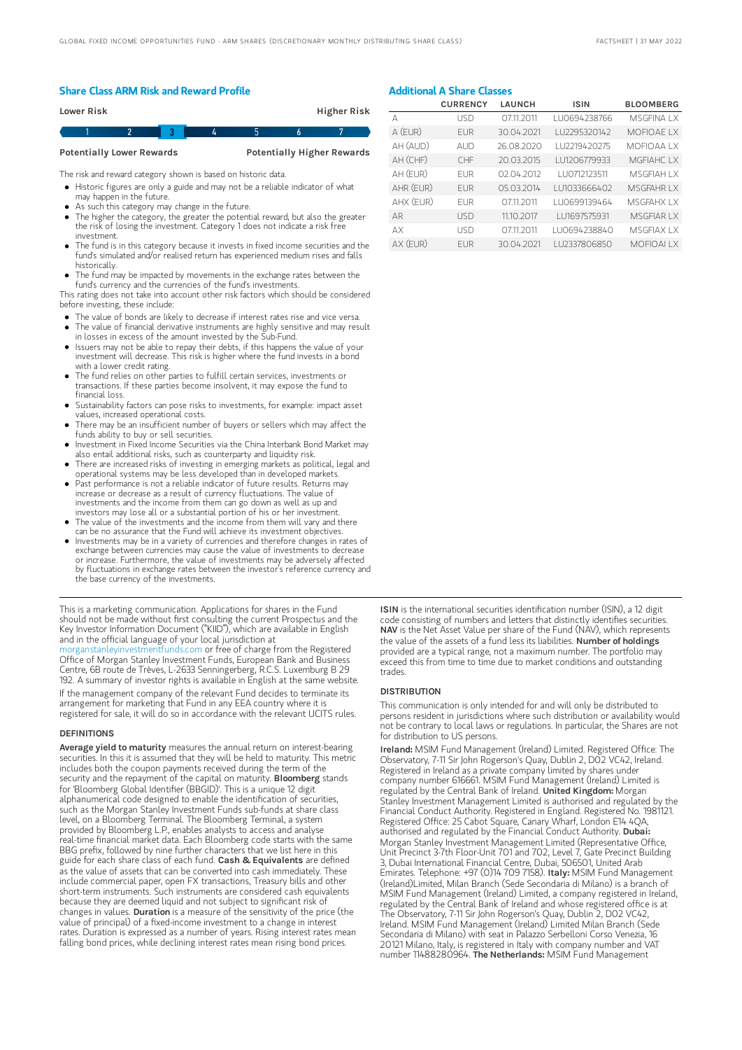## Share Class ARM Risk and Reward Profile

| Lower Risk | | | | | | Higher Risk |
|---|---|---|---|---|---|---|
| 1 | 2 | **3** | 4 | 5 | 6 | 7 |
| Potentially Lower Rewards | | | | | | Potentially Higher Rewards |

The risk and reward category shown is based on historic data.

- Historic figures are only a guide and may not be a reliable indicator of what may happen in the future.
- As such this category may change in the future.
- The higher the category, the greater the potential reward, but also the greater the risk of losing the investment. Category 1 does not indicate a risk free investment.
- The fund is in this category because it invests in fixed income securities and the fund's simulated and/or realised return has experienced medium rises and falls historically.
- The fund may be impacted by movements in the exchange rates between the fund's currency and the currencies of the fund's investments.

This rating does not take into account other risk factors which should be considered before investing, these include:

- The value of bonds are likely to decrease if interest rates rise and vice versa.
- The value of financial derivative instruments are highly sensitive and may result in losses in excess of the amount invested by the Sub-Fund.
- Issuers may not be able to repay their debts, if this happens the value of your investment will decrease. This risk is higher where the fund invests in a bond with a lower credit rating.
- The fund relies on other parties to fulfill certain services, investments or transactions. If these parties become insolvent, it may expose the fund to financial loss.
- Sustainability factors can pose risks to investments, for example: impact asset values, increased operational costs.
- There may be an insufficient number of buyers or sellers which may affect the funds ability to buy or sell securities.
- Investment in Fixed Income Securities via the China Interbank Bond Market may also entail additional risks, such as counterparty and liquidity risk.
- There are increased risks of investing in emerging markets as political, legal and operational systems may be less developed than in developed markets.
- Past performance is not a reliable indicator of future results. Returns may increase or decrease as a result of currency fluctuations. The value of investments and the income from them can go down as well as up and investors may lose all or a substantial portion of his or her investment.
- The value of the investments and the income from them will vary and there can be no assurance that the Fund will achieve its investment objectives.
- Investments may be in a variety of currencies and therefore changes in rates of exchange between currencies may cause the value of investments to decrease or increase. Furthermore, the value of investments may be adversely affected by fluctuations in exchange rates between the investor's reference currency and the base currency of the investments.

## Additional A Share Classes

| | CURRENCY | LAUNCH | ISIN | BLOOMBERG |
|---|---|---|---|---|
| A | USD | 07.11.2011 | LU0694238766 | MSGFINA LX |
| A (EUR) | EUR | 30.04.2021 | LU2295320142 | MOFIOAE LX |
| AH (AUD) | AUD | 26.08.2020 | LU2219420275 | MOFIOAA LX |
| AH (CHF) | CHF | 20.03.2015 | LU1206779933 | MGFIAHC LX |
| AH (EUR) | EUR | 02.04.2012 | LU0712123511 | MSGFIAH LX |
| AHR (EUR) | EUR | 05.03.2014 | LU1033666402 | MSGFAHR LX |
| AHX (EUR) | EUR | 07.11.2011 | LU0699139464 | MSGFAHX LX |
| AR | USD | 11.10.2017 | LU1697575931 | MSGFIAR LX |
| AX | USD | 07.11.2011 | LU0694238840 | MSGFIAX LX |
| AX (EUR) | EUR | 30.04.2021 | LU2337806850 | MOFIOAI LX |

This is a marketing communication. Applications for shares in the Fund should not be made without first consulting the current Prospectus and the Key Investor Information Document ("KIID"), which are available in English and in the official language of your local jurisdiction at morganstanleyinvestmentfunds.com or free of charge from the Registered Office of Morgan Stanley Investment Funds, European Bank and Business Centre, 6B route de Trèves, L-2633 Senningerberg, R.C.S. Luxemburg B 29 192. A summary of investor rights is available in English at the same website.

If the management company of the relevant Fund decides to terminate its arrangement for marketing that Fund in any EEA country where it is registered for sale, it will do so in accordance with the relevant UCITS rules.

### DEFINITIONS

**Average yield to maturity** measures the annual return on interest-bearing securities. In this it is assumed that they will be held to maturity. This metric includes both the coupon payments received during the term of the security and the repayment of the capital on maturity. **Bloomberg** stands for 'Bloomberg Global Identifier (BBGID)'. This is a unique 12 digit alphanumerical code designed to enable the identification of securities, such as the Morgan Stanley Investment Funds sub-funds at share class level, on a Bloomberg Terminal. The Bloomberg Terminal, a system provided by Bloomberg L.P., enables analysts to access and analyse real-time financial market data. Each Bloomberg code starts with the same BBG prefix, followed by nine further characters that we list here in this guide for each share class of each fund. **Cash & Equivalents** are defined as the value of assets that can be converted into cash immediately. These include commercial paper, open FX transactions, Treasury bills and other short-term instruments. Such instruments are considered cash equivalents because they are deemed liquid and not subject to significant risk of changes in values. **Duration** is a measure of the sensitivity of the price (the value of principal) of a fixed-income investment to a change in interest rates. Duration is expressed as a number of years. Rising interest rates mean falling bond prices, while declining interest rates mean rising bond prices.

**ISIN** is the international securities identification number (ISIN), a 12 digit code consisting of numbers and letters that distinctly identifies securities. **NAV** is the Net Asset Value per share of the Fund (NAV), which represents the value of the assets of a fund less its liabilities. **Number of holdings** provided are a typical range, not a maximum number. The portfolio may exceed this from time to time due to market conditions and outstanding trades.

### DISTRIBUTION

This communication is only intended for and will only be distributed to persons resident in jurisdictions where such distribution or availability would not be contrary to local laws or regulations. In particular, the Shares are not for distribution to US persons.

**Ireland:** MSIM Fund Management (Ireland) Limited. Registered Office: The Observatory, 7-11 Sir John Rogerson's Quay, Dublin 2, D02 VC42, Ireland. Registered in Ireland as a private company limited by shares under company number 616661. MSIM Fund Management (Ireland) Limited is regulated by the Central Bank of Ireland. **United Kingdom:** Morgan Stanley Investment Management Limited is authorised and regulated by the Financial Conduct Authority. Registered in England. Registered No. 1981121. Registered Office: 25 Cabot Square, Canary Wharf, London E14 4QA, authorised and regulated by the Financial Conduct Authority. **Dubai:** Morgan Stanley Investment Management Limited (Representative Office, Unit Precinct 3-7th Floor-Unit 701 and 702, Level 7, Gate Precinct Building 3, Dubai International Financial Centre, Dubai, 506501, United Arab Emirates. Telephone: +97 (0)14 709 7158). **Italy:** MSIM Fund Management (Ireland)Limited, Milan Branch (Sede Secondaria di Milano) is a branch of MSIM Fund Management (Ireland) Limited, a company registered in Ireland, regulated by the Central Bank of Ireland and whose registered office is at The Observatory, 7-11 Sir John Rogerson's Quay, Dublin 2, D02 VC42, Ireland. MSIM Fund Management (Ireland) Limited Milan Branch (Sede Secondaria di Milano) with seat in Palazzo Serbelloni Corso Venezia, 16 20121 Milano, Italy, is registered in Italy with company number and VAT number 11488280964. **The Netherlands:** MSIM Fund Management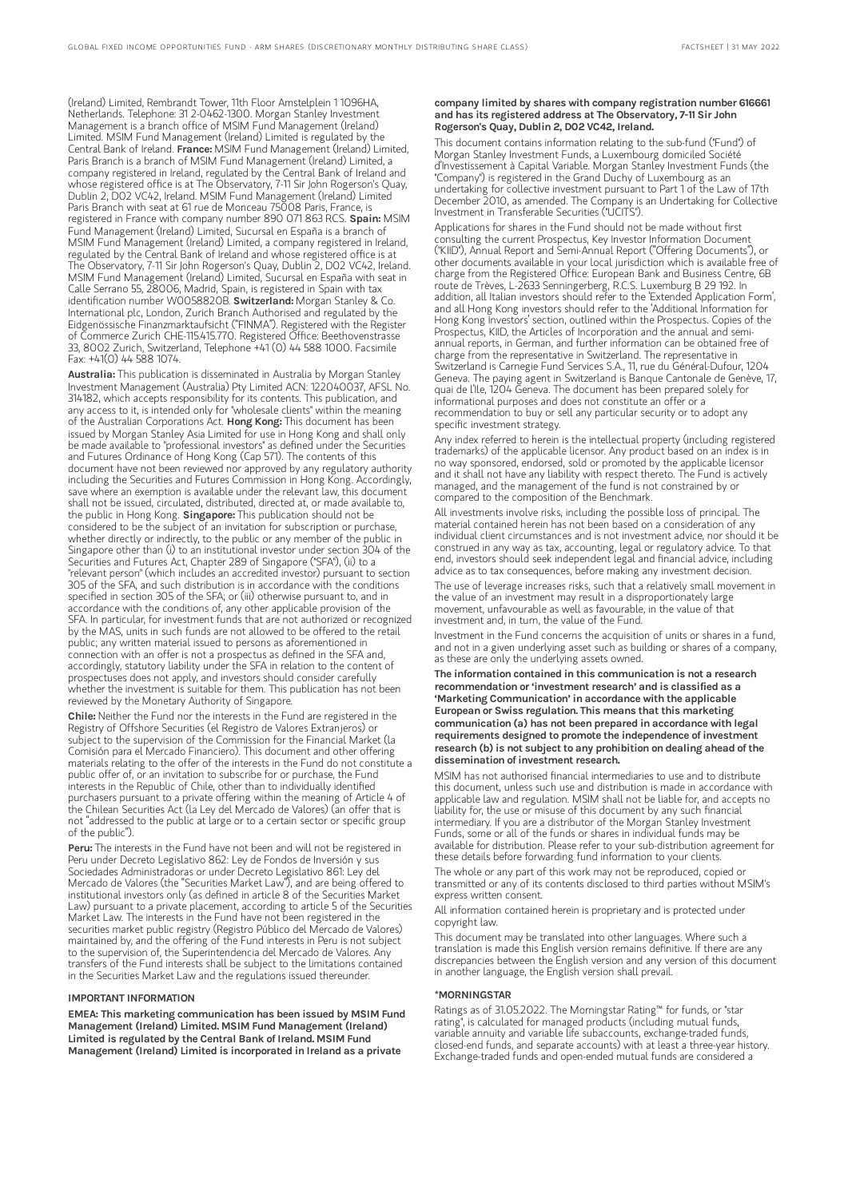(Ireland) Limited, Rembrandt Tower, 11th Floor Amstelplein 1 1096HA, Netherlands. Telephone: 31 2-0462-1300. Morgan Stanley Investment Management is a branch office of MSIM Fund Management (Ireland) Limited. MSIM Fund Management (Ireland) Limited is regulated by the Central Bank of Ireland. **France:** MSIM Fund Management (Ireland) Limited, Paris Branch is a branch of MSIM Fund Management (Ireland) Limited, a company registered in Ireland, regulated by the Central Bank of Ireland and whose registered office is at The Observatory, 7-11 Sir John Rogerson's Quay, Dublin 2, D02 VC42, Ireland. MSIM Fund Management (Ireland) Limited Paris Branch with seat at 61 rue de Monceau 75008 Paris, France, is registered in France with company number 890 071 863 RCS. **Spain:** MSIM Fund Management (Ireland) Limited, Sucursal en España is a branch of MSIM Fund Management (Ireland) Limited, a company registered in Ireland, regulated by the Central Bank of Ireland and whose registered office is at The Observatory, 7-11 Sir John Rogerson's Quay, Dublin 2, D02 VC42, Ireland. MSIM Fund Management (Ireland) Limited, Sucursal en España with seat in Calle Serrano 55, 28006, Madrid, Spain, is registered in Spain with tax identification number W0058820B. **Switzerland:** Morgan Stanley & Co. International plc, London, Zurich Branch Authorised and regulated by the Eidgenössische Finanzmarktaufsicht ("FINMA"). Registered with the Register of Commerce Zurich CHE-115.415.770. Registered Office: Beethovenstrasse 33, 8002 Zurich, Switzerland, Telephone +41 (0) 44 588 1000. Facsimile Fax: +41(0) 44 588 1074.

**Australia:** This publication is disseminated in Australia by Morgan Stanley Investment Management (Australia) Pty Limited ACN: 122040037, AFSL No. 314182, which accepts responsibility for its contents. This publication, and any access to it, is intended only for "wholesale clients" within the meaning of the Australian Corporations Act. **Hong Kong:** This document has been issued by Morgan Stanley Asia Limited for use in Hong Kong and shall only be made available to "professional investors" as defined under the Securities and Futures Ordinance of Hong Kong (Cap 571). The contents of this document have not been reviewed nor approved by any regulatory authority including the Securities and Futures Commission in Hong Kong. Accordingly, save where an exemption is available under the relevant law, this document shall not be issued, circulated, distributed, directed at, or made available to, the public in Hong Kong. **Singapore:** This publication should not be considered to be the subject of an invitation for subscription or purchase, whether directly or indirectly, to the public or any member of the public in Singapore other than (i) to an institutional investor under section 304 of the Securities and Futures Act, Chapter 289 of Singapore ("SFA"), (ii) to a "relevant person" (which includes an accredited investor) pursuant to section 305 of the SFA, and such distribution is in accordance with the conditions specified in section 305 of the SFA; or (iii) otherwise pursuant to, and in accordance with the conditions of, any other applicable provision of the SFA. In particular, for investment funds that are not authorized or recognized by the MAS, units in such funds are not allowed to be offered to the retail public; any written material issued to persons as aforementioned in connection with an offer is not a prospectus as defined in the SFA and, accordingly, statutory liability under the SFA in relation to the content of prospectuses does not apply, and investors should consider carefully whether the investment is suitable for them. This publication has not been reviewed by the Monetary Authority of Singapore.

**Chile:** Neither the Fund nor the interests in the Fund are registered in the Registry of Offshore Securities (el Registro de Valores Extranjeros) or subject to the supervision of the Commission for the Financial Market (la Comisión para el Mercado Financiero). This document and other offering materials relating to the offer of the interests in the Fund do not constitute a public offer of, or an invitation to subscribe for or purchase, the Fund interests in the Republic of Chile, other than to individually identified purchasers pursuant to a private offering within the meaning of Article 4 of the Chilean Securities Act (la Ley del Mercado de Valores) (an offer that is not "addressed to the public at large or to a certain sector or specific group of the public").

**Peru:** The interests in the Fund have not been and will not be registered in Peru under Decreto Legislativo 862: Ley de Fondos de Inversión y sus Sociedades Administradoras or under Decreto Legislativo 861: Ley del Mercado de Valores (the "Securities Market Law"), and are being offered to institutional investors only (as defined in article 8 of the Securities Market Law) pursuant to a private placement, according to article 5 of the Securities Market Law. The interests in the Fund have not been registered in the securities market public registry (Registro Público del Mercado de Valores) maintained by, and the offering of the Fund interests in Peru is not subject to the supervision of, the Superintendencia del Mercado de Valores. Any transfers of the Fund interests shall be subject to the limitations contained in the Securities Market Law and the regulations issued thereunder.

## IMPORTANT INFORMATION

**EMEA: This marketing communication has been issued by MSIM Fund Management (Ireland) Limited. MSIM Fund Management (Ireland) Limited is regulated by the Central Bank of Ireland. MSIM Fund Management (Ireland) Limited is incorporated in Ireland as a private company limited by shares with company registration number 616661 and has its registered address at The Observatory, 7-11 Sir John Rogerson's Quay, Dublin 2, D02 VC42, Ireland.**

This document contains information relating to the sub-fund ("Fund") of Morgan Stanley Investment Funds, a Luxembourg domiciled Société d'Investissement à Capital Variable. Morgan Stanley Investment Funds (the "Company") is registered in the Grand Duchy of Luxembourg as an undertaking for collective investment pursuant to Part 1 of the Law of 17th December 2010, as amended. The Company is an Undertaking for Collective Investment in Transferable Securities ("UCITS").

Applications for shares in the Fund should not be made without first consulting the current Prospectus, Key Investor Information Document ("KIID"), Annual Report and Semi-Annual Report ("Offering Documents"), or other documents available in your local jurisdiction which is available free of charge from the Registered Office: European Bank and Business Centre, 6B route de Trèves, L-2633 Senningerberg, R.C.S. Luxemburg B 29 192. In addition, all Italian investors should refer to the 'Extended Application Form', and all Hong Kong investors should refer to the 'Additional Information for Hong Kong Investors' section, outlined within the Prospectus. Copies of the Prospectus, KIID, the Articles of Incorporation and the annual and semi-annual reports, in German, and further information can be obtained free of charge from the representative in Switzerland. The representative in Switzerland is Carnegie Fund Services S.A., 11, rue du Général-Dufour, 1204 Geneva. The paying agent in Switzerland is Banque Cantonale de Genève, 17, quai de l'Ile, 1204 Geneva. The document has been prepared solely for informational purposes and does not constitute an offer or a recommendation to buy or sell any particular security or to adopt any specific investment strategy.

Any index referred to herein is the intellectual property (including registered trademarks) of the applicable licensor. Any product based on an index is in no way sponsored, endorsed, sold or promoted by the applicable licensor and it shall not have any liability with respect thereto. The Fund is actively managed, and the management of the fund is not constrained by or compared to the composition of the Benchmark.

All investments involve risks, including the possible loss of principal. The material contained herein has not been based on a consideration of any individual client circumstances and is not investment advice, nor should it be construed in any way as tax, accounting, legal or regulatory advice. To that end, investors should seek independent legal and financial advice, including advice as to tax consequences, before making any investment decision.

The use of leverage increases risks, such that a relatively small movement in the value of an investment may result in a disproportionately large movement, unfavourable as well as favourable, in the value of that investment and, in turn, the value of the Fund.

Investment in the Fund concerns the acquisition of units or shares in a fund, and not in a given underlying asset such as building or shares of a company, as these are only the underlying assets owned.

**The information contained in this communication is not a research recommendation or 'investment research' and is classified as a 'Marketing Communication' in accordance with the applicable European or Swiss regulation. This means that this marketing communication (a) has not been prepared in accordance with legal requirements designed to promote the independence of investment research (b) is not subject to any prohibition on dealing ahead of the dissemination of investment research.**

MSIM has not authorised financial intermediaries to use and to distribute this document, unless such use and distribution is made in accordance with applicable law and regulation. MSIM shall not be liable for, and accepts no liability for, the use or misuse of this document by any such financial intermediary. If you are a distributor of the Morgan Stanley Investment Funds, some or all of the funds or shares in individual funds may be available for distribution. Please refer to your sub-distribution agreement for these details before forwarding fund information to your clients.

The whole or any part of this work may not be reproduced, copied or transmitted or any of its contents disclosed to third parties without MSIM's express written consent.

All information contained herein is proprietary and is protected under copyright law.

This document may be translated into other languages. Where such a translation is made this English version remains definitive. If there are any discrepancies between the English version and any version of this document in another language, the English version shall prevail.

## *MORNINGSTAR

Ratings as of 31.05.2022. The Morningstar Rating™ for funds, or "star rating", is calculated for managed products (including mutual funds, variable annuity and variable life subaccounts, exchange-traded funds, closed-end funds, and separate accounts) with at least a three-year history. Exchange-traded funds and open-ended mutual funds are considered a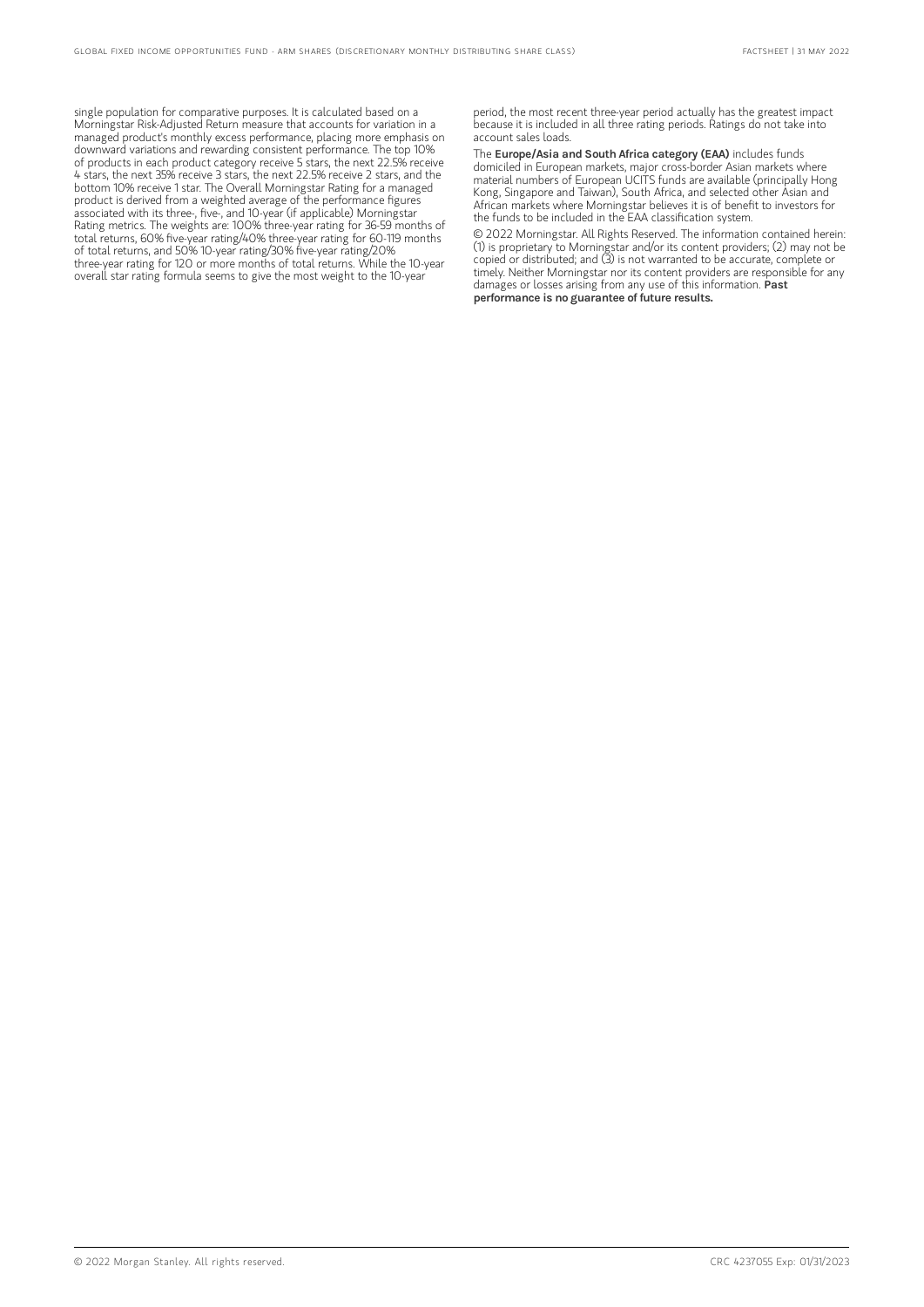single population for comparative purposes. It is calculated based on a Morningstar Risk-Adjusted Return measure that accounts for variation in a managed product's monthly excess performance, placing more emphasis on downward variations and rewarding consistent performance. The top 10% of products in each product category receive 5 stars, the next 22.5% receive 4 stars, the next 35% receive 3 stars, the next 22.5% receive 2 stars, and the bottom 10% receive 1 star. The Overall Morningstar Rating for a managed product is derived from a weighted average of the performance figures associated with its three-, five-, and 10-year (if applicable) Morningstar Rating metrics. The weights are: 100% three-year rating for 36-59 months of total returns, 60% five-year rating/40% three-year rating for 60-119 months of total returns, and 50% 10-year rating/30% five-year rating/20% three-year rating for 120 or more months of total returns. While the 10-year overall star rating formula seems to give the most weight to the 10-year period, the most recent three-year period actually has the greatest impact because it is included in all three rating periods. Ratings do not take into account sales loads.

The **Europe/Asia and South Africa category (EAA)** includes funds domiciled in European markets, major cross-border Asian markets where material numbers of European UCITS funds are available (principally Hong Kong, Singapore and Taiwan), South Africa, and selected other Asian and African markets where Morningstar believes it is of benefit to investors for the funds to be included in the EAA classification system.

© 2022 Morningstar. All Rights Reserved. The information contained herein: (1) is proprietary to Morningstar and/or its content providers; (2) may not be copied or distributed; and (3) is not warranted to be accurate, complete or timely. Neither Morningstar nor its content providers are responsible for any damages or losses arising from any use of this information. **Past performance is no guarantee of future results.**

© 2022 Morgan Stanley. All rights reserved.

CRC 4237055 Exp: 01/31/2023